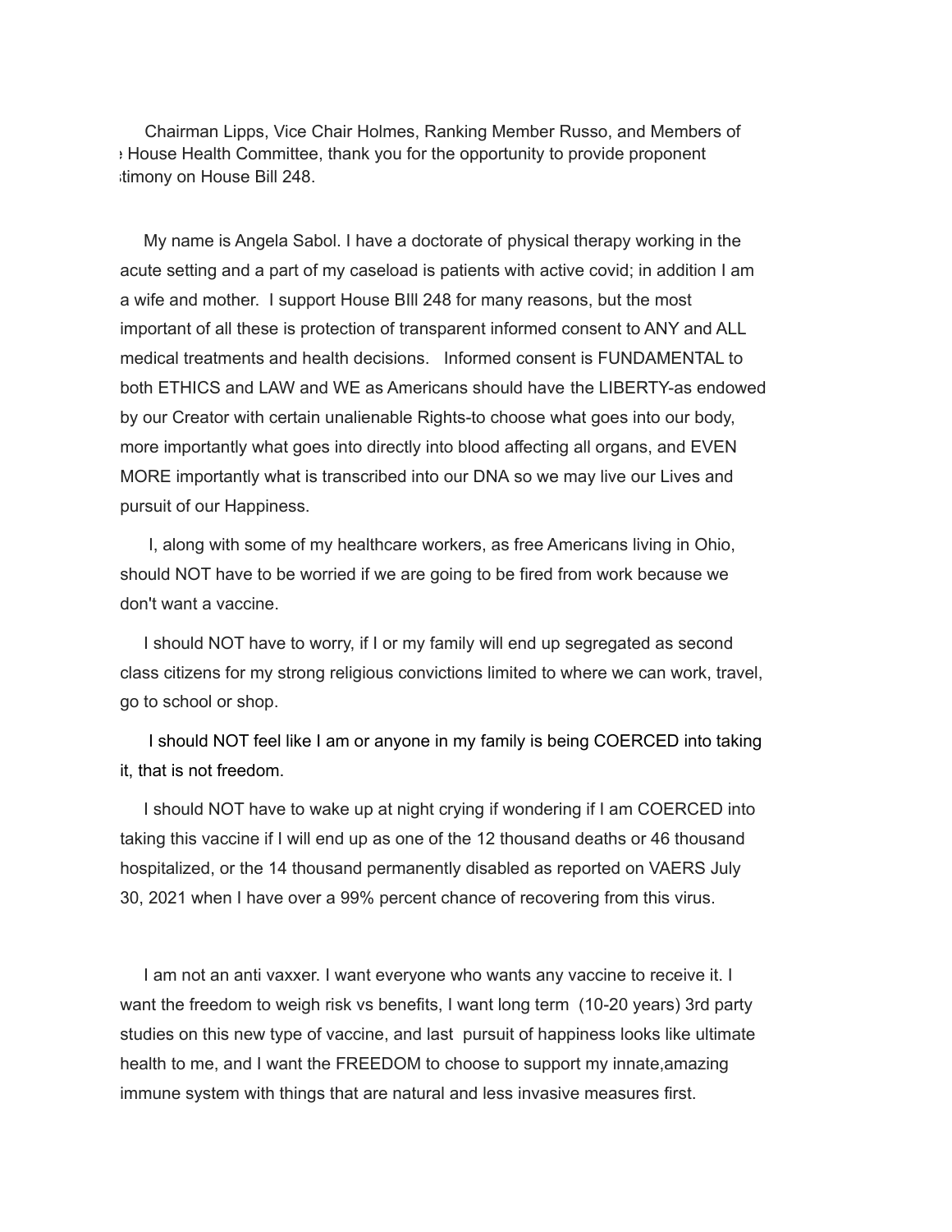Chairman Lipps, Vice Chair Holmes, Ranking Member Russo, and Members of e House Health Committee, thank you for the opportunity to provide proponent stimony on House Bill 248.

My name is Angela Sabol. I have a doctorate of physical therapy working in the acute setting and a part of my caseload is patients with active covid; in addition I am a wife and mother. I support House BIll 248 for many reasons, but the most important of all these is protection of transparent informed consent to ANY and ALL medical treatments and health decisions. Informed consent is FUNDAMENTAL to both ETHICS and LAW and WE as Americans should have the LIBERTY-as endowed by our Creator with certain unalienable Rights-to choose what goes into our body, more importantly what goes into directly into blood affecting all organs, and EVEN MORE importantly what is transcribed into our DNA so we may live our Lives and pursuit of our Happiness.

I, along with some of my healthcare workers, as free Americans living in Ohio, should NOT have to be worried if we are going to be fired from work because we don't want a vaccine.

I should NOT have to worry, if I or my family will end up segregated as second class citizens for my strong religious convictions limited to where we can work, travel, go to school or shop.

I should NOT feel like I am or anyone in my family is being COERCED into taking it, that is not freedom.

I should NOT have to wake up at night crying if wondering if I am COERCED into taking this vaccine if I will end up as one of the 12 thousand deaths or 46 thousand hospitalized, or the 14 thousand permanently disabled as reported on VAERS July 30, 2021 when I have over a 99% percent chance of recovering from this virus.

I am not an anti vaxxer. I want everyone who wants any vaccine to receive it. I want the freedom to weigh risk vs benefits, I want long term (10-20 years) 3rd party studies on this new type of vaccine, and last pursuit of happiness looks like ultimate health to me, and I want the FREEDOM to choose to support my innate,amazing immune system with things that are natural and less invasive measures first.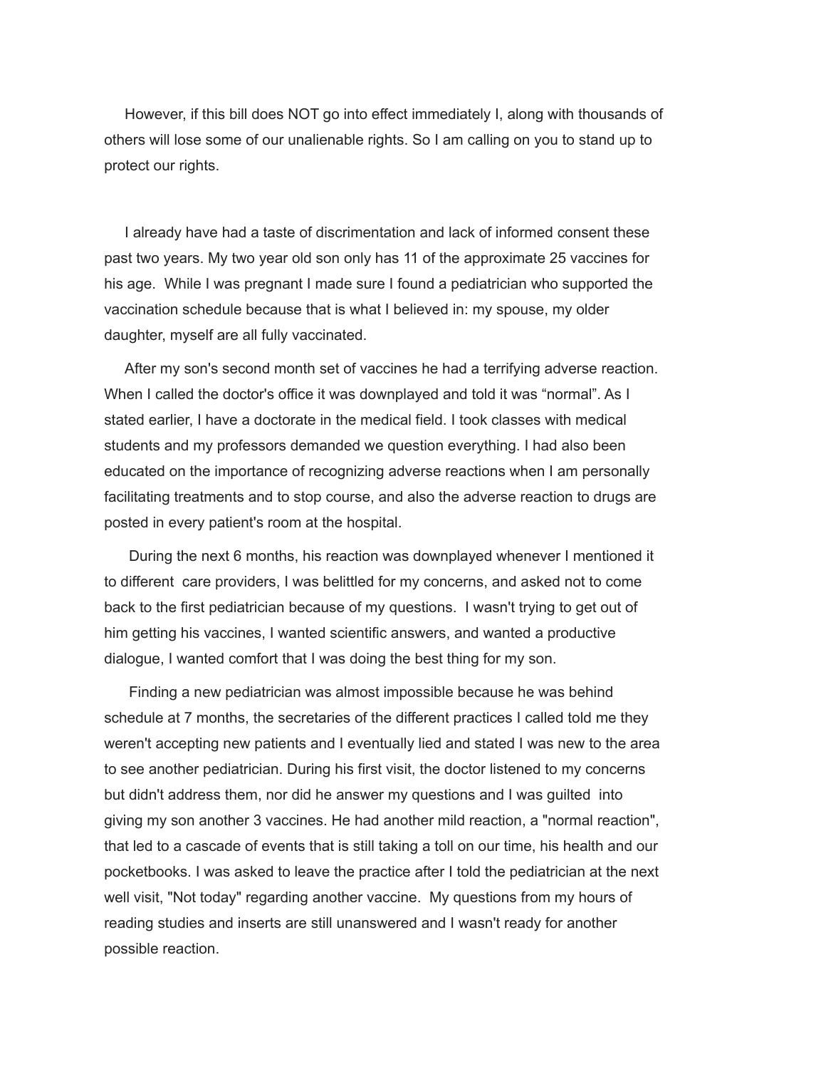However, if this bill does NOT go into effect immediately I, along with thousands of others will lose some of our unalienable rights. So I am calling on you to stand up to protect our rights.

I already have had a taste of discrimentation and lack of informed consent these past two years. My two year old son only has 11 of the approximate 25 vaccines for his age. While I was pregnant I made sure I found a pediatrician who supported the vaccination schedule because that is what I believed in: my spouse, my older daughter, myself are all fully vaccinated.

After my son's second month set of vaccines he had a terrifying adverse reaction. When I called the doctor's office it was downplayed and told it was "normal". As I stated earlier, I have a doctorate in the medical field. I took classes with medical students and my professors demanded we question everything. I had also been educated on the importance of recognizing adverse reactions when I am personally facilitating treatments and to stop course, and also the adverse reaction to drugs are posted in every patient's room at the hospital.

During the next 6 months, his reaction was downplayed whenever I mentioned it to different care providers, I was belittled for my concerns, and asked not to come back to the first pediatrician because of my questions. I wasn't trying to get out of him getting his vaccines, I wanted scientific answers, and wanted a productive dialogue, I wanted comfort that I was doing the best thing for my son.

Finding a new pediatrician was almost impossible because he was behind schedule at 7 months, the secretaries of the different practices I called told me they weren't accepting new patients and I eventually lied and stated I was new to the area to see another pediatrician. During his first visit, the doctor listened to my concerns but didn't address them, nor did he answer my questions and I was guilted into giving my son another 3 vaccines. He had another mild reaction, a "normal reaction", that led to a cascade of events that is still taking a toll on our time, his health and our pocketbooks. I was asked to leave the practice after I told the pediatrician at the next well visit, "Not today" regarding another vaccine. My questions from my hours of reading studies and inserts are still unanswered and I wasn't ready for another possible reaction.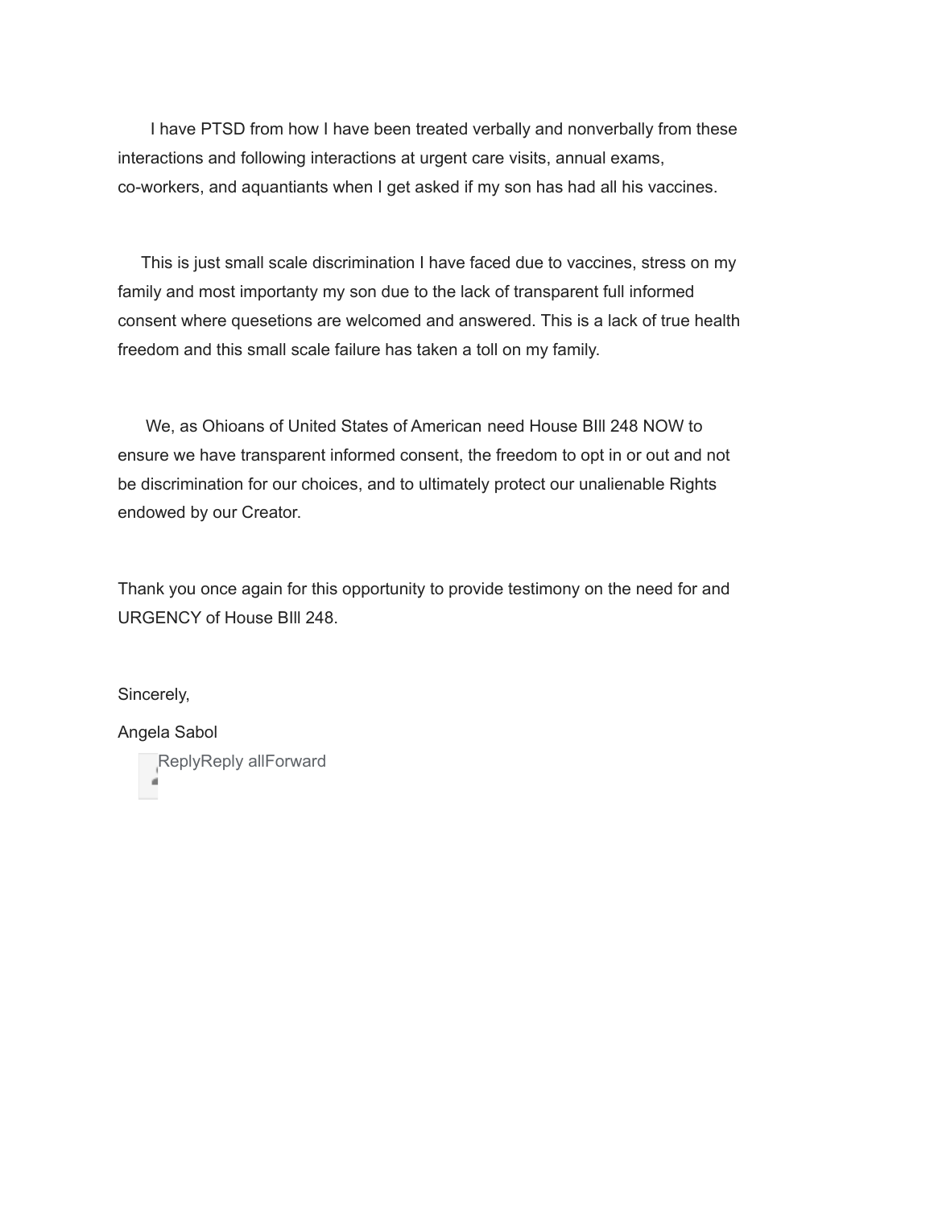I have PTSD from how I have been treated verbally and nonverbally from these interactions and following interactions at urgent care visits, annual exams, co-workers, and aquantiants when I get asked if my son has had all his vaccines.

This is just small scale discrimination I have faced due to vaccines, stress on my family and most importanty my son due to the lack of transparent full informed consent where quesetions are welcomed and answered. This is a lack of true health freedom and this small scale failure has taken a toll on my family.

We, as Ohioans of United States of American need House BIll 248 NOW to ensure we have transparent informed consent, the freedom to opt in or out and not be discrimination for our choices, and to ultimately protect our unalienable Rights endowed by our Creator.

Thank you once again for this opportunity to provide testimony on the need for and URGENCY of House BIll 248.

Sincerely,

Angela Sabol

ReplyReply allForward